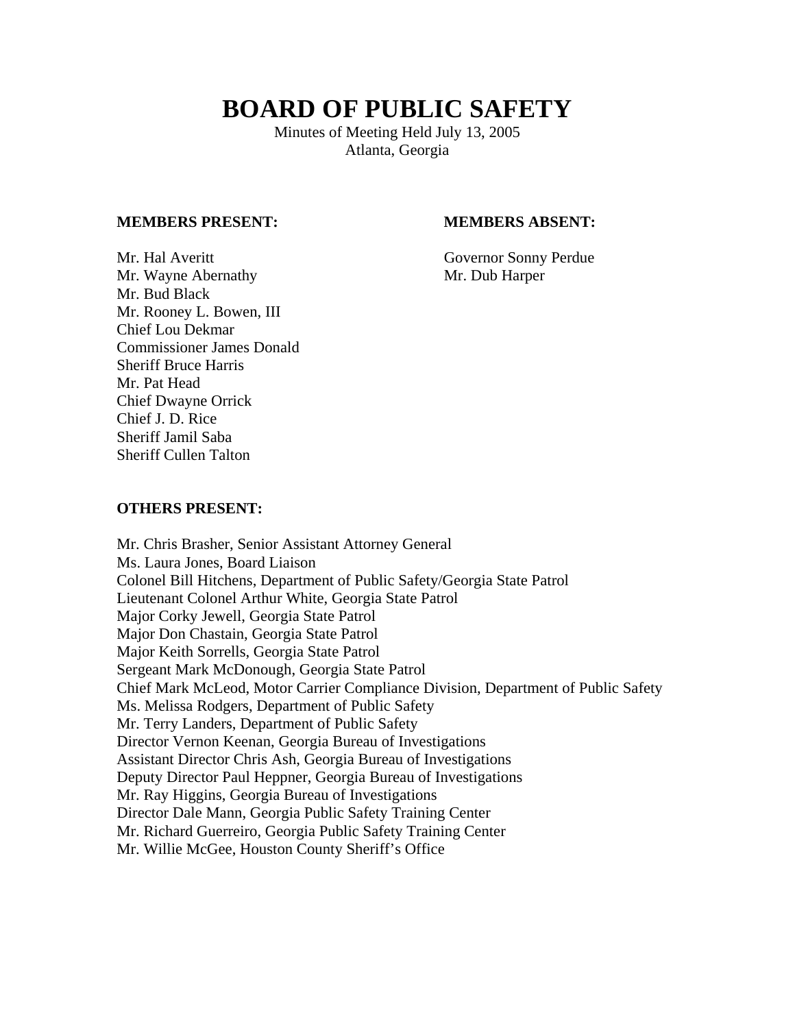# BOARD OF PUBLIC SAFETY

Minutes of Meeting Held July 13, 2005
Atlanta, Georgia

**MEMBERS PRESENT:**

Mr. Hal Averitt
Mr. Wayne Abernathy
Mr. Bud Black
Mr. Rooney L. Bowen, III
Chief Lou Dekmar
Commissioner James Donald
Sheriff Bruce Harris
Mr. Pat Head
Chief Dwayne Orrick
Chief J. D. Rice
Sheriff Jamil Saba
Sheriff Cullen Talton

**MEMBERS ABSENT:**

Governor Sonny Perdue
Mr. Dub Harper

**OTHERS PRESENT:**

Mr. Chris Brasher, Senior Assistant Attorney General
Ms. Laura Jones, Board Liaison
Colonel Bill Hitchens, Department of Public Safety/Georgia State Patrol
Lieutenant Colonel Arthur White, Georgia State Patrol
Major Corky Jewell, Georgia State Patrol
Major Don Chastain, Georgia State Patrol
Major Keith Sorrells, Georgia State Patrol
Sergeant Mark McDonough, Georgia State Patrol
Chief Mark McLeod, Motor Carrier Compliance Division, Department of Public Safety
Ms. Melissa Rodgers, Department of Public Safety
Mr. Terry Landers, Department of Public Safety
Director Vernon Keenan, Georgia Bureau of Investigations
Assistant Director Chris Ash, Georgia Bureau of Investigations
Deputy Director Paul Heppner, Georgia Bureau of Investigations
Mr. Ray Higgins, Georgia Bureau of Investigations
Director Dale Mann, Georgia Public Safety Training Center
Mr. Richard Guerreiro, Georgia Public Safety Training Center
Mr. Willie McGee, Houston County Sheriff's Office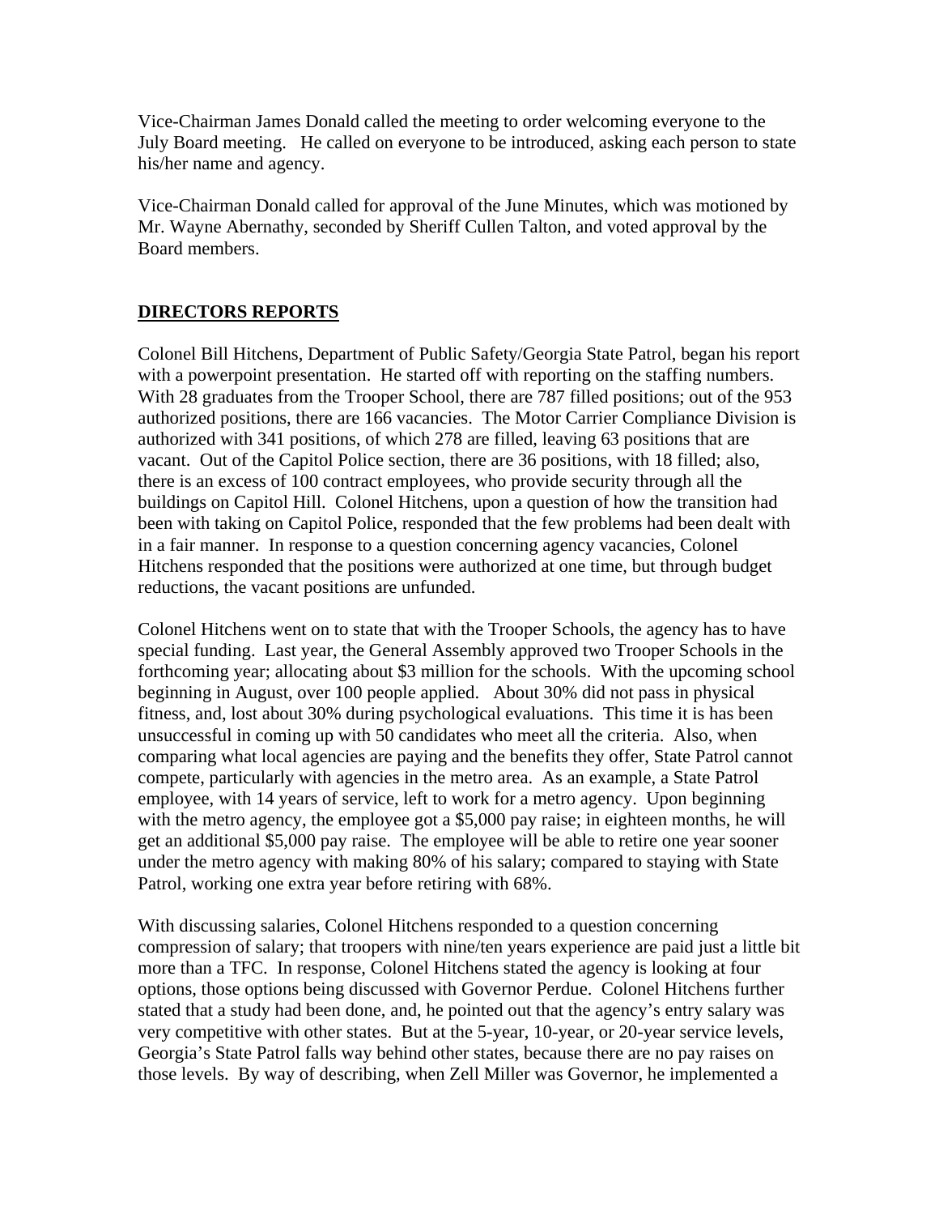Vice-Chairman James Donald called the meeting to order welcoming everyone to the July Board meeting. He called on everyone to be introduced, asking each person to state his/her name and agency.

Vice-Chairman Donald called for approval of the June Minutes, which was motioned by Mr. Wayne Abernathy, seconded by Sheriff Cullen Talton, and voted approval by the Board members.

## DIRECTORS REPORTS

Colonel Bill Hitchens, Department of Public Safety/Georgia State Patrol, began his report with a powerpoint presentation. He started off with reporting on the staffing numbers. With 28 graduates from the Trooper School, there are 787 filled positions; out of the 953 authorized positions, there are 166 vacancies. The Motor Carrier Compliance Division is authorized with 341 positions, of which 278 are filled, leaving 63 positions that are vacant. Out of the Capitol Police section, there are 36 positions, with 18 filled; also, there is an excess of 100 contract employees, who provide security through all the buildings on Capitol Hill. Colonel Hitchens, upon a question of how the transition had been with taking on Capitol Police, responded that the few problems had been dealt with in a fair manner. In response to a question concerning agency vacancies, Colonel Hitchens responded that the positions were authorized at one time, but through budget reductions, the vacant positions are unfunded.

Colonel Hitchens went on to state that with the Trooper Schools, the agency has to have special funding. Last year, the General Assembly approved two Trooper Schools in the forthcoming year; allocating about $3 million for the schools. With the upcoming school beginning in August, over 100 people applied. About 30% did not pass in physical fitness, and, lost about 30% during psychological evaluations. This time it is has been unsuccessful in coming up with 50 candidates who meet all the criteria. Also, when comparing what local agencies are paying and the benefits they offer, State Patrol cannot compete, particularly with agencies in the metro area. As an example, a State Patrol employee, with 14 years of service, left to work for a metro agency. Upon beginning with the metro agency, the employee got a $5,000 pay raise; in eighteen months, he will get an additional $5,000 pay raise. The employee will be able to retire one year sooner under the metro agency with making 80% of his salary; compared to staying with State Patrol, working one extra year before retiring with 68%.

With discussing salaries, Colonel Hitchens responded to a question concerning compression of salary; that troopers with nine/ten years experience are paid just a little bit more than a TFC. In response, Colonel Hitchens stated the agency is looking at four options, those options being discussed with Governor Perdue. Colonel Hitchens further stated that a study had been done, and, he pointed out that the agency's entry salary was very competitive with other states. But at the 5-year, 10-year, or 20-year service levels, Georgia's State Patrol falls way behind other states, because there are no pay raises on those levels. By way of describing, when Zell Miller was Governor, he implemented a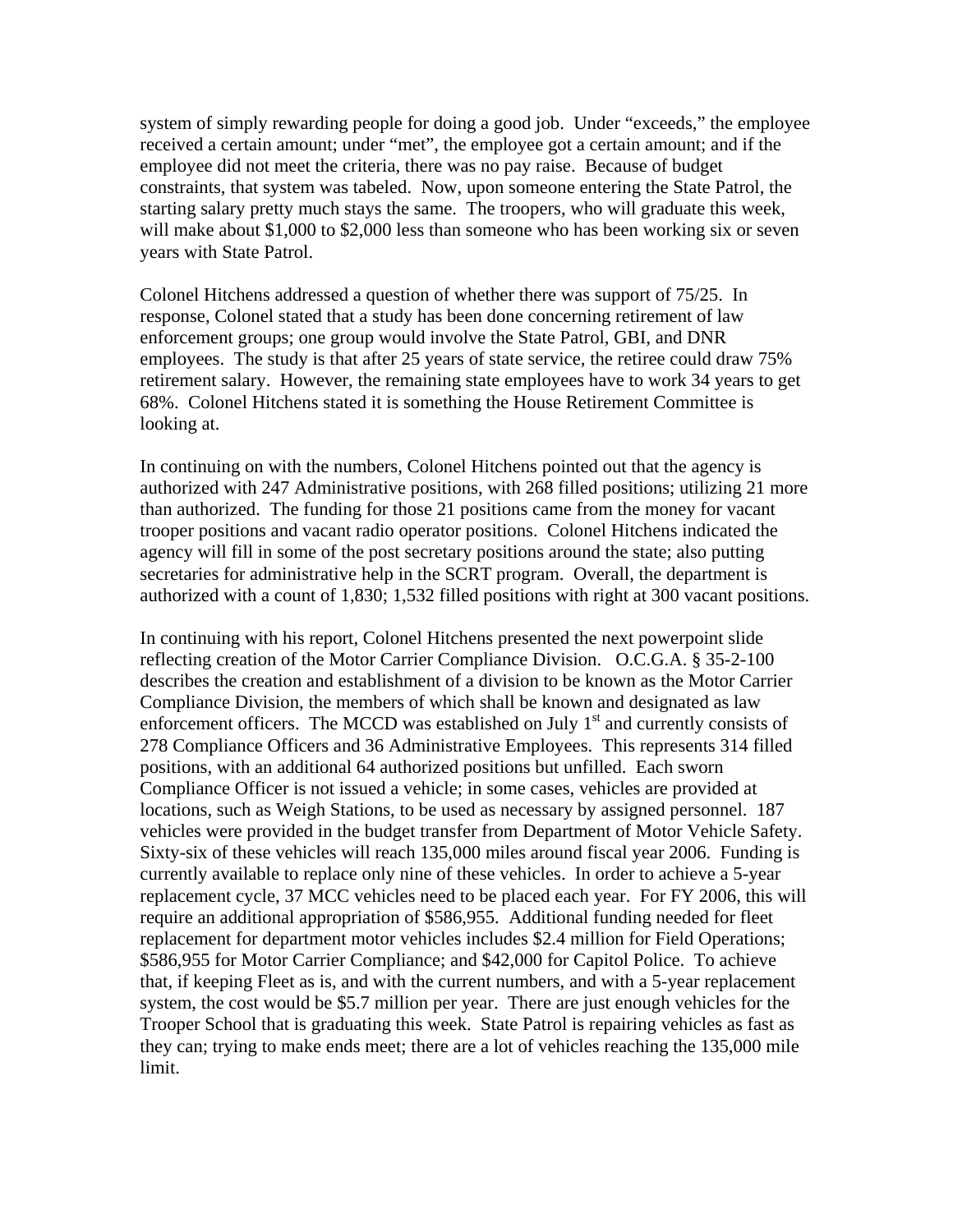system of simply rewarding people for doing a good job. Under "exceeds," the employee received a certain amount; under "met", the employee got a certain amount; and if the employee did not meet the criteria, there was no pay raise. Because of budget constraints, that system was tabeled. Now, upon someone entering the State Patrol, the starting salary pretty much stays the same. The troopers, who will graduate this week, will make about $1,000 to $2,000 less than someone who has been working six or seven years with State Patrol.

Colonel Hitchens addressed a question of whether there was support of 75/25. In response, Colonel stated that a study has been done concerning retirement of law enforcement groups; one group would involve the State Patrol, GBI, and DNR employees. The study is that after 25 years of state service, the retiree could draw 75% retirement salary. However, the remaining state employees have to work 34 years to get 68%. Colonel Hitchens stated it is something the House Retirement Committee is looking at.

In continuing on with the numbers, Colonel Hitchens pointed out that the agency is authorized with 247 Administrative positions, with 268 filled positions; utilizing 21 more than authorized. The funding for those 21 positions came from the money for vacant trooper positions and vacant radio operator positions. Colonel Hitchens indicated the agency will fill in some of the post secretary positions around the state; also putting secretaries for administrative help in the SCRT program. Overall, the department is authorized with a count of 1,830; 1,532 filled positions with right at 300 vacant positions.

In continuing with his report, Colonel Hitchens presented the next powerpoint slide reflecting creation of the Motor Carrier Compliance Division. O.C.G.A. § 35-2-100 describes the creation and establishment of a division to be known as the Motor Carrier Compliance Division, the members of which shall be known and designated as law enforcement officers. The MCCD was established on July 1st and currently consists of 278 Compliance Officers and 36 Administrative Employees. This represents 314 filled positions, with an additional 64 authorized positions but unfilled. Each sworn Compliance Officer is not issued a vehicle; in some cases, vehicles are provided at locations, such as Weigh Stations, to be used as necessary by assigned personnel. 187 vehicles were provided in the budget transfer from Department of Motor Vehicle Safety. Sixty-six of these vehicles will reach 135,000 miles around fiscal year 2006. Funding is currently available to replace only nine of these vehicles. In order to achieve a 5-year replacement cycle, 37 MCC vehicles need to be placed each year. For FY 2006, this will require an additional appropriation of $586,955. Additional funding needed for fleet replacement for department motor vehicles includes $2.4 million for Field Operations; $586,955 for Motor Carrier Compliance; and $42,000 for Capitol Police. To achieve that, if keeping Fleet as is, and with the current numbers, and with a 5-year replacement system, the cost would be $5.7 million per year. There are just enough vehicles for the Trooper School that is graduating this week. State Patrol is repairing vehicles as fast as they can; trying to make ends meet; there are a lot of vehicles reaching the 135,000 mile limit.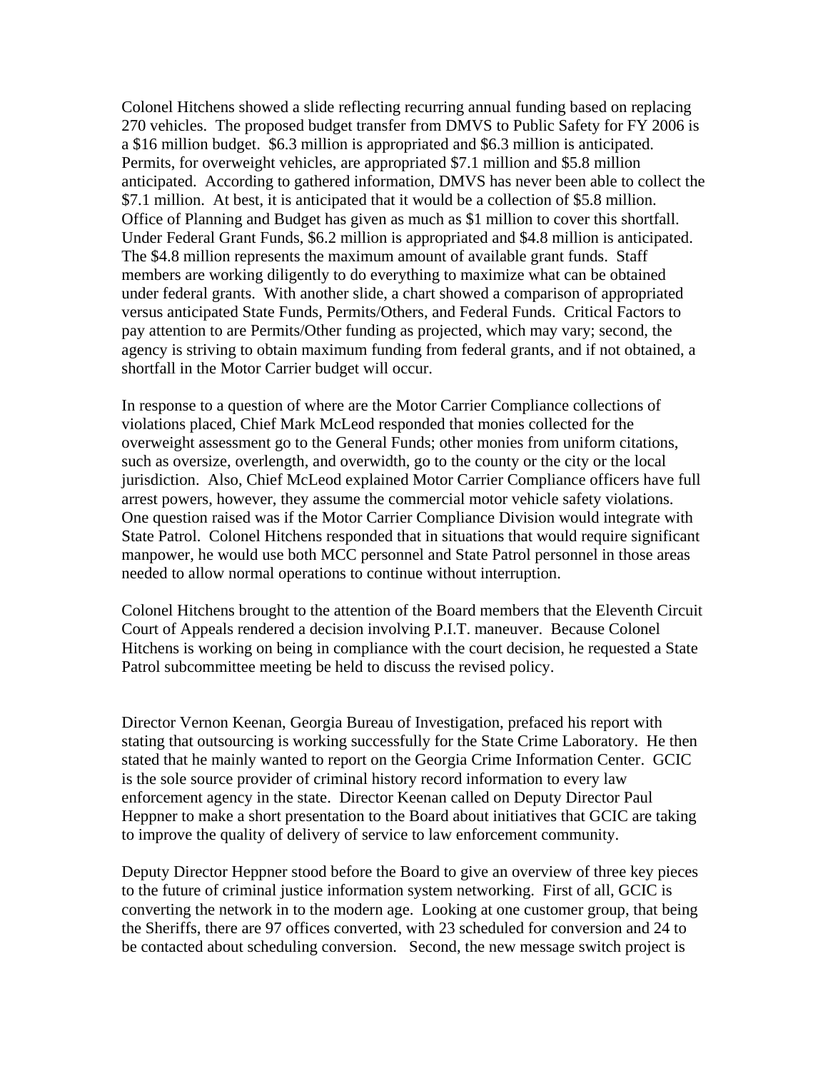Colonel Hitchens showed a slide reflecting recurring annual funding based on replacing 270 vehicles. The proposed budget transfer from DMVS to Public Safety for FY 2006 is a $16 million budget. $6.3 million is appropriated and $6.3 million is anticipated. Permits, for overweight vehicles, are appropriated $7.1 million and $5.8 million anticipated. According to gathered information, DMVS has never been able to collect the $7.1 million. At best, it is anticipated that it would be a collection of $5.8 million. Office of Planning and Budget has given as much as $1 million to cover this shortfall. Under Federal Grant Funds, $6.2 million is appropriated and $4.8 million is anticipated. The $4.8 million represents the maximum amount of available grant funds. Staff members are working diligently to do everything to maximize what can be obtained under federal grants. With another slide, a chart showed a comparison of appropriated versus anticipated State Funds, Permits/Others, and Federal Funds. Critical Factors to pay attention to are Permits/Other funding as projected, which may vary; second, the agency is striving to obtain maximum funding from federal grants, and if not obtained, a shortfall in the Motor Carrier budget will occur.

In response to a question of where are the Motor Carrier Compliance collections of violations placed, Chief Mark McLeod responded that monies collected for the overweight assessment go to the General Funds; other monies from uniform citations, such as oversize, overlength, and overwidth, go to the county or the city or the local jurisdiction. Also, Chief McLeod explained Motor Carrier Compliance officers have full arrest powers, however, they assume the commercial motor vehicle safety violations. One question raised was if the Motor Carrier Compliance Division would integrate with State Patrol. Colonel Hitchens responded that in situations that would require significant manpower, he would use both MCC personnel and State Patrol personnel in those areas needed to allow normal operations to continue without interruption.

Colonel Hitchens brought to the attention of the Board members that the Eleventh Circuit Court of Appeals rendered a decision involving P.I.T. maneuver. Because Colonel Hitchens is working on being in compliance with the court decision, he requested a State Patrol subcommittee meeting be held to discuss the revised policy.

Director Vernon Keenan, Georgia Bureau of Investigation, prefaced his report with stating that outsourcing is working successfully for the State Crime Laboratory. He then stated that he mainly wanted to report on the Georgia Crime Information Center. GCIC is the sole source provider of criminal history record information to every law enforcement agency in the state. Director Keenan called on Deputy Director Paul Heppner to make a short presentation to the Board about initiatives that GCIC are taking to improve the quality of delivery of service to law enforcement community.

Deputy Director Heppner stood before the Board to give an overview of three key pieces to the future of criminal justice information system networking. First of all, GCIC is converting the network in to the modern age. Looking at one customer group, that being the Sheriffs, there are 97 offices converted, with 23 scheduled for conversion and 24 to be contacted about scheduling conversion. Second, the new message switch project is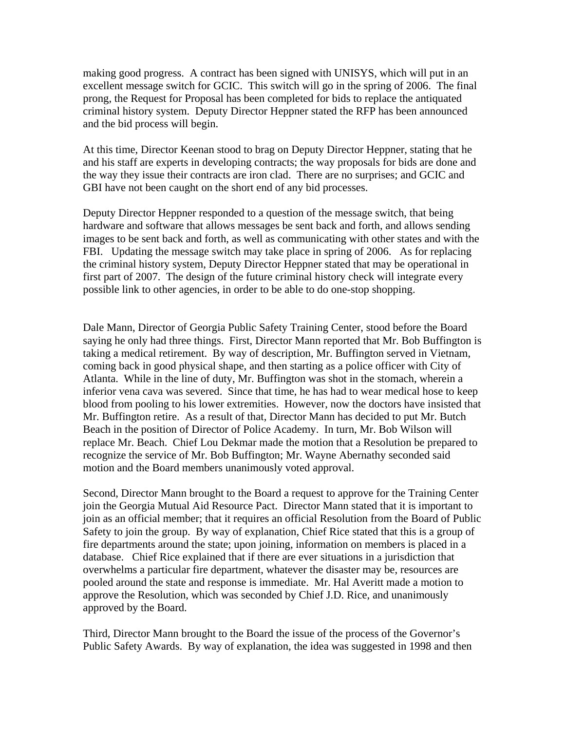making good progress. A contract has been signed with UNISYS, which will put in an excellent message switch for GCIC. This switch will go in the spring of 2006. The final prong, the Request for Proposal has been completed for bids to replace the antiquated criminal history system. Deputy Director Heppner stated the RFP has been announced and the bid process will begin.

At this time, Director Keenan stood to brag on Deputy Director Heppner, stating that he and his staff are experts in developing contracts; the way proposals for bids are done and the way they issue their contracts are iron clad. There are no surprises; and GCIC and GBI have not been caught on the short end of any bid processes.

Deputy Director Heppner responded to a question of the message switch, that being hardware and software that allows messages be sent back and forth, and allows sending images to be sent back and forth, as well as communicating with other states and with the FBI. Updating the message switch may take place in spring of 2006. As for replacing the criminal history system, Deputy Director Heppner stated that may be operational in first part of 2007. The design of the future criminal history check will integrate every possible link to other agencies, in order to be able to do one-stop shopping.

Dale Mann, Director of Georgia Public Safety Training Center, stood before the Board saying he only had three things. First, Director Mann reported that Mr. Bob Buffington is taking a medical retirement. By way of description, Mr. Buffington served in Vietnam, coming back in good physical shape, and then starting as a police officer with City of Atlanta. While in the line of duty, Mr. Buffington was shot in the stomach, wherein a inferior vena cava was severed. Since that time, he has had to wear medical hose to keep blood from pooling to his lower extremities. However, now the doctors have insisted that Mr. Buffington retire. As a result of that, Director Mann has decided to put Mr. Butch Beach in the position of Director of Police Academy. In turn, Mr. Bob Wilson will replace Mr. Beach. Chief Lou Dekmar made the motion that a Resolution be prepared to recognize the service of Mr. Bob Buffington; Mr. Wayne Abernathy seconded said motion and the Board members unanimously voted approval.

Second, Director Mann brought to the Board a request to approve for the Training Center join the Georgia Mutual Aid Resource Pact. Director Mann stated that it is important to join as an official member; that it requires an official Resolution from the Board of Public Safety to join the group. By way of explanation, Chief Rice stated that this is a group of fire departments around the state; upon joining, information on members is placed in a database. Chief Rice explained that if there are ever situations in a jurisdiction that overwhelms a particular fire department, whatever the disaster may be, resources are pooled around the state and response is immediate. Mr. Hal Averitt made a motion to approve the Resolution, which was seconded by Chief J.D. Rice, and unanimously approved by the Board.

Third, Director Mann brought to the Board the issue of the process of the Governor's Public Safety Awards. By way of explanation, the idea was suggested in 1998 and then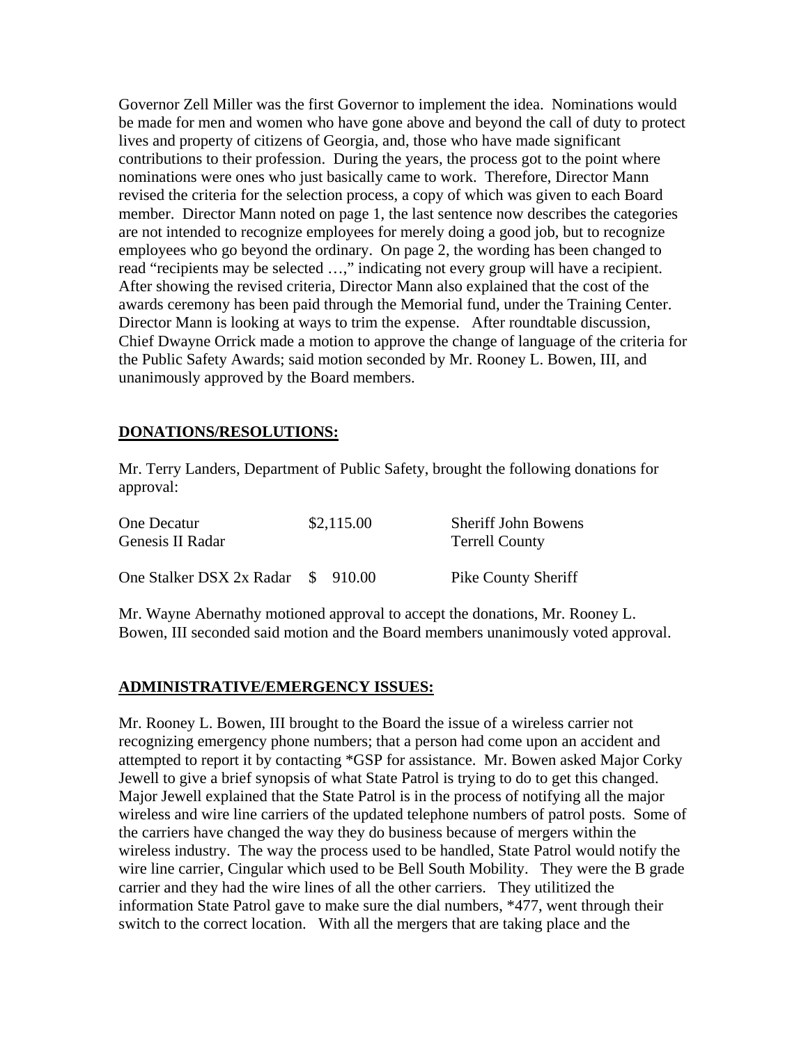Governor Zell Miller was the first Governor to implement the idea. Nominations would be made for men and women who have gone above and beyond the call of duty to protect lives and property of citizens of Georgia, and, those who have made significant contributions to their profession. During the years, the process got to the point where nominations were ones who just basically came to work. Therefore, Director Mann revised the criteria for the selection process, a copy of which was given to each Board member. Director Mann noted on page 1, the last sentence now describes the categories are not intended to recognize employees for merely doing a good job, but to recognize employees who go beyond the ordinary. On page 2, the wording has been changed to read "recipients may be selected …," indicating not every group will have a recipient. After showing the revised criteria, Director Mann also explained that the cost of the awards ceremony has been paid through the Memorial fund, under the Training Center. Director Mann is looking at ways to trim the expense. After roundtable discussion, Chief Dwayne Orrick made a motion to approve the change of language of the criteria for the Public Safety Awards; said motion seconded by Mr. Rooney L. Bowen, III, and unanimously approved by the Board members.

**DONATIONS/RESOLUTIONS:**

Mr. Terry Landers, Department of Public Safety, brought the following donations for approval:

| | | |
|---|---|---|
| One Decatur Genesis II Radar | $2,115.00 | Sheriff John Bowens Terrell County |
| One Stalker DSX 2x Radar | $ 910.00 | Pike County Sheriff |

Mr. Wayne Abernathy motioned approval to accept the donations, Mr. Rooney L. Bowen, III seconded said motion and the Board members unanimously voted approval.

**ADMINISTRATIVE/EMERGENCY ISSUES:**

Mr. Rooney L. Bowen, III brought to the Board the issue of a wireless carrier not recognizing emergency phone numbers; that a person had come upon an accident and attempted to report it by contacting *GSP for assistance. Mr. Bowen asked Major Corky Jewell to give a brief synopsis of what State Patrol is trying to do to get this changed. Major Jewell explained that the State Patrol is in the process of notifying all the major wireless and wire line carriers of the updated telephone numbers of patrol posts. Some of the carriers have changed the way they do business because of mergers within the wireless industry. The way the process used to be handled, State Patrol would notify the wire line carrier, Cingular which used to be Bell South Mobility. They were the B grade carrier and they had the wire lines of all the other carriers. They utilized the information State Patrol gave to make sure the dial numbers, *477, went through their switch to the correct location. With all the mergers that are taking place and the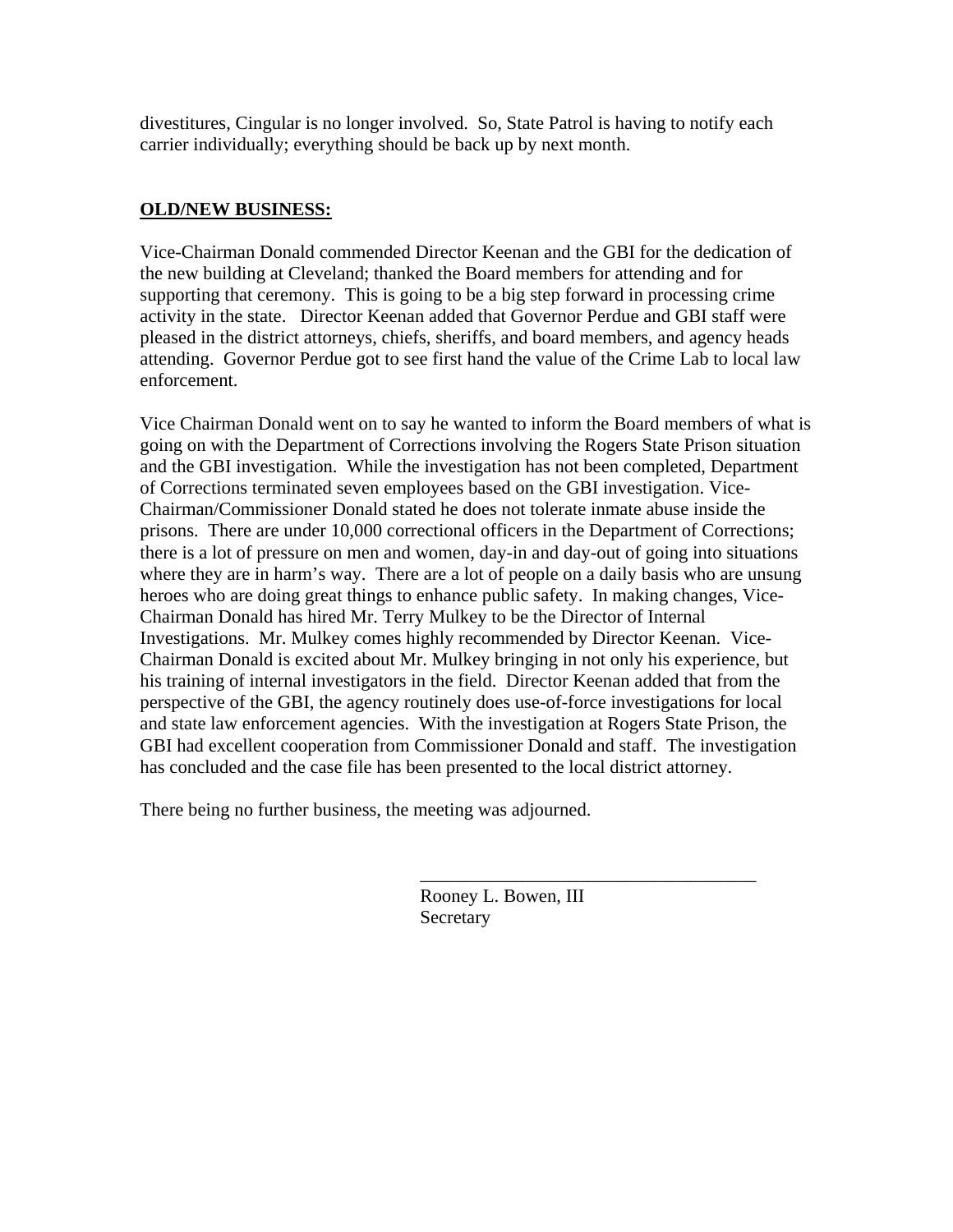divestitures, Cingular is no longer involved. So, State Patrol is having to notify each carrier individually; everything should be back up by next month.

**OLD/NEW BUSINESS:**

Vice-Chairman Donald commended Director Keenan and the GBI for the dedication of the new building at Cleveland; thanked the Board members for attending and for supporting that ceremony. This is going to be a big step forward in processing crime activity in the state. Director Keenan added that Governor Perdue and GBI staff were pleased in the district attorneys, chiefs, sheriffs, and board members, and agency heads attending. Governor Perdue got to see first hand the value of the Crime Lab to local law enforcement.

Vice Chairman Donald went on to say he wanted to inform the Board members of what is going on with the Department of Corrections involving the Rogers State Prison situation and the GBI investigation. While the investigation has not been completed, Department of Corrections terminated seven employees based on the GBI investigation. Vice-Chairman/Commissioner Donald stated he does not tolerate inmate abuse inside the prisons. There are under 10,000 correctional officers in the Department of Corrections; there is a lot of pressure on men and women, day-in and day-out of going into situations where they are in harm's way. There are a lot of people on a daily basis who are unsung heroes who are doing great things to enhance public safety. In making changes, Vice-Chairman Donald has hired Mr. Terry Mulkey to be the Director of Internal Investigations. Mr. Mulkey comes highly recommended by Director Keenan. Vice-Chairman Donald is excited about Mr. Mulkey bringing in not only his experience, but his training of internal investigators in the field. Director Keenan added that from the perspective of the GBI, the agency routinely does use-of-force investigations for local and state law enforcement agencies. With the investigation at Rogers State Prison, the GBI had excellent cooperation from Commissioner Donald and staff. The investigation has concluded and the case file has been presented to the local district attorney.

There being no further business, the meeting was adjourned.

\_\_\_\_\_\_\_\_\_\_\_\_\_\_\_\_\_\_\_\_\_\_\_\_\_\_\_\_\_\_\_\_\_\_\_\_

Rooney L. Bowen, III
Secretary